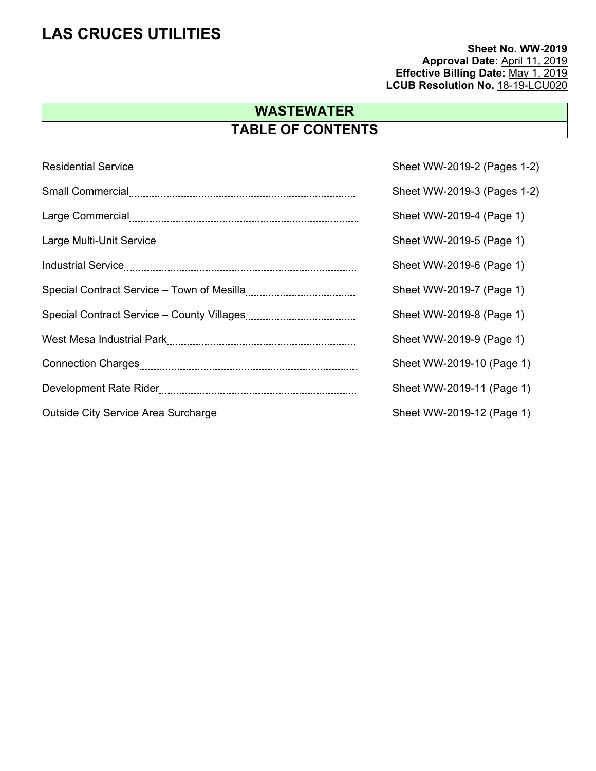# LAS CRUCES UTILITIES

**Sheet No. WW-2019**
**Approval Date:** April 11, 2019
**Effective Billing Date:** May 1, 2019
**LCUB Resolution No.** 18-19-LCU020

## WASTEWATER
## TABLE OF CONTENTS

| | |
|---|---|
| Residential Service | Sheet WW-2019-2 (Pages 1-2) |
| Small Commercial | Sheet WW-2019-3 (Pages 1-2) |
| Large Commercial | Sheet WW-2019-4 (Page 1) |
| Large Multi-Unit Service | Sheet WW-2019-5 (Page 1) |
| Industrial Service | Sheet WW-2019-6 (Page 1) |
| Special Contract Service – Town of Mesilla | Sheet WW-2019-7 (Page 1) |
| Special Contract Service – County Villages | Sheet WW-2019-8 (Page 1) |
| West Mesa Industrial Park | Sheet WW-2019-9 (Page 1) |
| Connection Charges | Sheet WW-2019-10 (Page 1) |
| Development Rate Rider | Sheet WW-2019-11 (Page 1) |
| Outside City Service Area Surcharge | Sheet WW-2019-12 (Page 1) |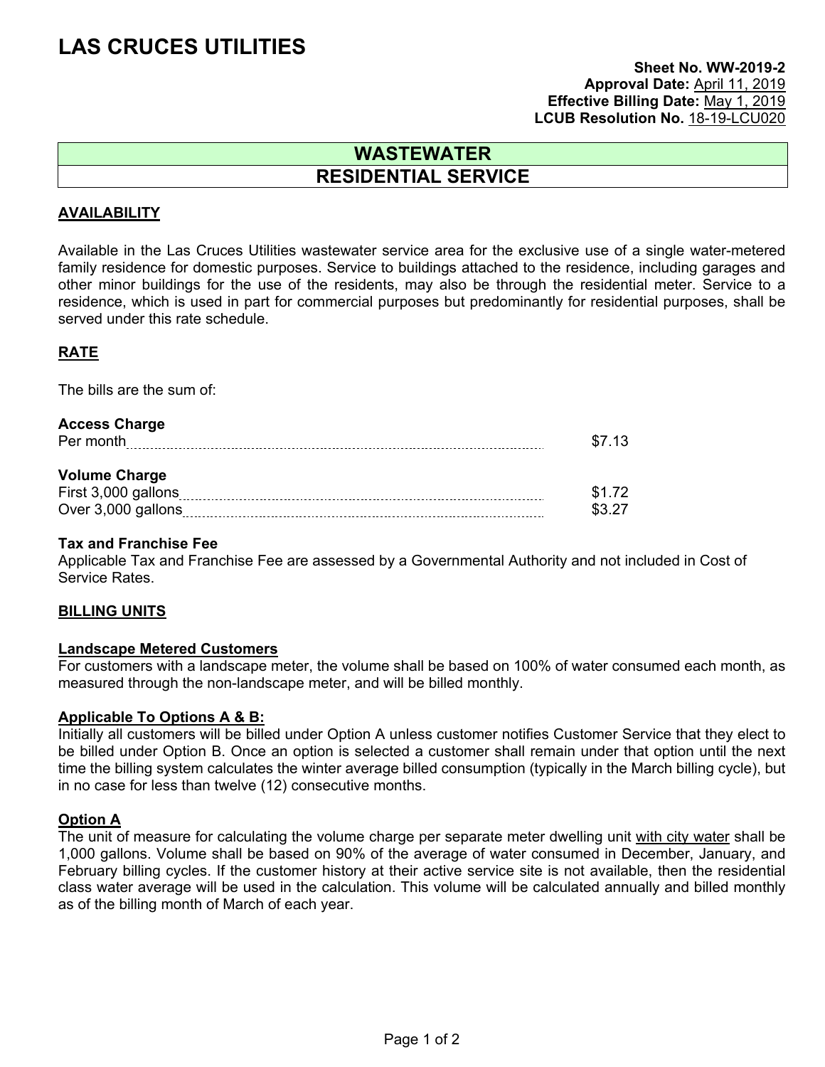# LAS CRUCES UTILITIES

**Sheet No. WW-2019-2**
**Approval Date:** April 11, 2019
**Effective Billing Date:** May 1, 2019
**LCUB Resolution No.** 18-19-LCU020

## WASTEWATER
## RESIDENTIAL SERVICE

### AVAILABILITY

Available in the Las Cruces Utilities wastewater service area for the exclusive use of a single water-metered family residence for domestic purposes. Service to buildings attached to the residence, including garages and other minor buildings for the use of the residents, may also be through the residential meter. Service to a residence, which is used in part for commercial purposes but predominantly for residential purposes, shall be served under this rate schedule.

### RATE

The bills are the sum of:

**Access Charge**

| | |
|---|---|
| Per month | $7.13 |

**Volume Charge**

| | |
|---|---|
| First 3,000 gallons | $1.72 |
| Over 3,000 gallons | $3.27 |

**Tax and Franchise Fee**
Applicable Tax and Franchise Fee are assessed by a Governmental Authority and not included in Cost of Service Rates.

### BILLING UNITS

**Landscape Metered Customers**
For customers with a landscape meter, the volume shall be based on 100% of water consumed each month, as measured through the non-landscape meter, and will be billed monthly.

**Applicable To Options A & B:**
Initially all customers will be billed under Option A unless customer notifies Customer Service that they elect to be billed under Option B. Once an option is selected a customer shall remain under that option until the next time the billing system calculates the winter average billed consumption (typically in the March billing cycle), but in no case for less than twelve (12) consecutive months.

**Option A**
The unit of measure for calculating the volume charge per separate meter dwelling unit with city water shall be 1,000 gallons. Volume shall be based on 90% of the average of water consumed in December, January, and February billing cycles. If the customer history at their active service site is not available, then the residential class water average will be used in the calculation. This volume will be calculated annually and billed monthly as of the billing month of March of each year.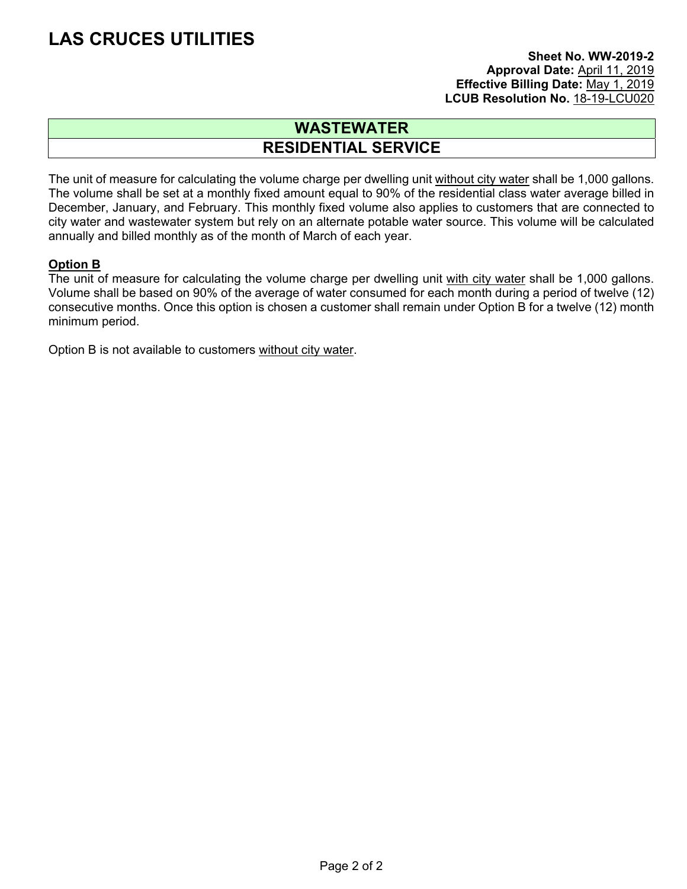# LAS CRUCES UTILITIES

**Sheet No. WW-2019-2**
**Approval Date:** April 11, 2019
**Effective Billing Date:** May 1, 2019
**LCUB Resolution No.** 18-19-LCU020

## WASTEWATER
## RESIDENTIAL SERVICE

The unit of measure for calculating the volume charge per dwelling unit without city water shall be 1,000 gallons. The volume shall be set at a monthly fixed amount equal to 90% of the residential class water average billed in December, January, and February. This monthly fixed volume also applies to customers that are connected to city water and wastewater system but rely on an alternate potable water source. This volume will be calculated annually and billed monthly as of the month of March of each year.

**Option B**

The unit of measure for calculating the volume charge per dwelling unit with city water shall be 1,000 gallons. Volume shall be based on 90% of the average of water consumed for each month during a period of twelve (12) consecutive months. Once this option is chosen a customer shall remain under Option B for a twelve (12) month minimum period.

Option B is not available to customers without city water.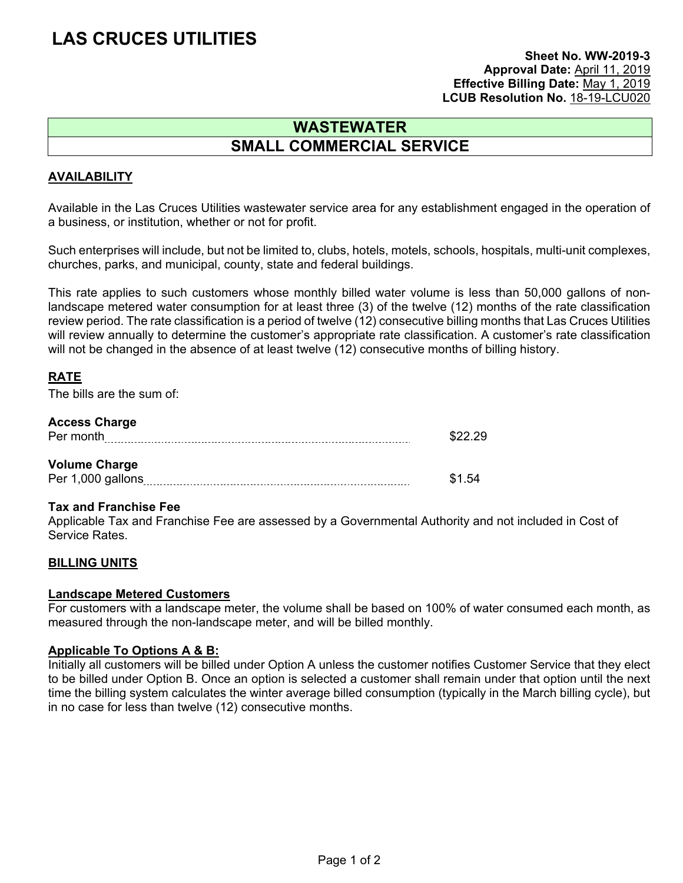# LAS CRUCES UTILITIES

**Sheet No. WW-2019-3**
**Approval Date:** April 11, 2019
**Effective Billing Date:** May 1, 2019
**LCUB Resolution No.** 18-19-LCU020

## WASTEWATER
## SMALL COMMERCIAL SERVICE

### AVAILABILITY

Available in the Las Cruces Utilities wastewater service area for any establishment engaged in the operation of a business, or institution, whether or not for profit.

Such enterprises will include, but not be limited to, clubs, hotels, motels, schools, hospitals, multi-unit complexes, churches, parks, and municipal, county, state and federal buildings.

This rate applies to such customers whose monthly billed water volume is less than 50,000 gallons of non-landscape metered water consumption for at least three (3) of the twelve (12) months of the rate classification review period. The rate classification is a period of twelve (12) consecutive billing months that Las Cruces Utilities will review annually to determine the customer's appropriate rate classification. A customer's rate classification will not be changed in the absence of at least twelve (12) consecutive months of billing history.

### RATE

The bills are the sum of:

**Access Charge**
Per month ........ $22.29

**Volume Charge**
Per 1,000 gallons ........ $1.54

**Tax and Franchise Fee**
Applicable Tax and Franchise Fee are assessed by a Governmental Authority and not included in Cost of Service Rates.

### BILLING UNITS

**Landscape Metered Customers**
For customers with a landscape meter, the volume shall be based on 100% of water consumed each month, as measured through the non-landscape meter, and will be billed monthly.

**Applicable To Options A & B:**
Initially all customers will be billed under Option A unless the customer notifies Customer Service that they elect to be billed under Option B. Once an option is selected a customer shall remain under that option until the next time the billing system calculates the winter average billed consumption (typically in the March billing cycle), but in no case for less than twelve (12) consecutive months.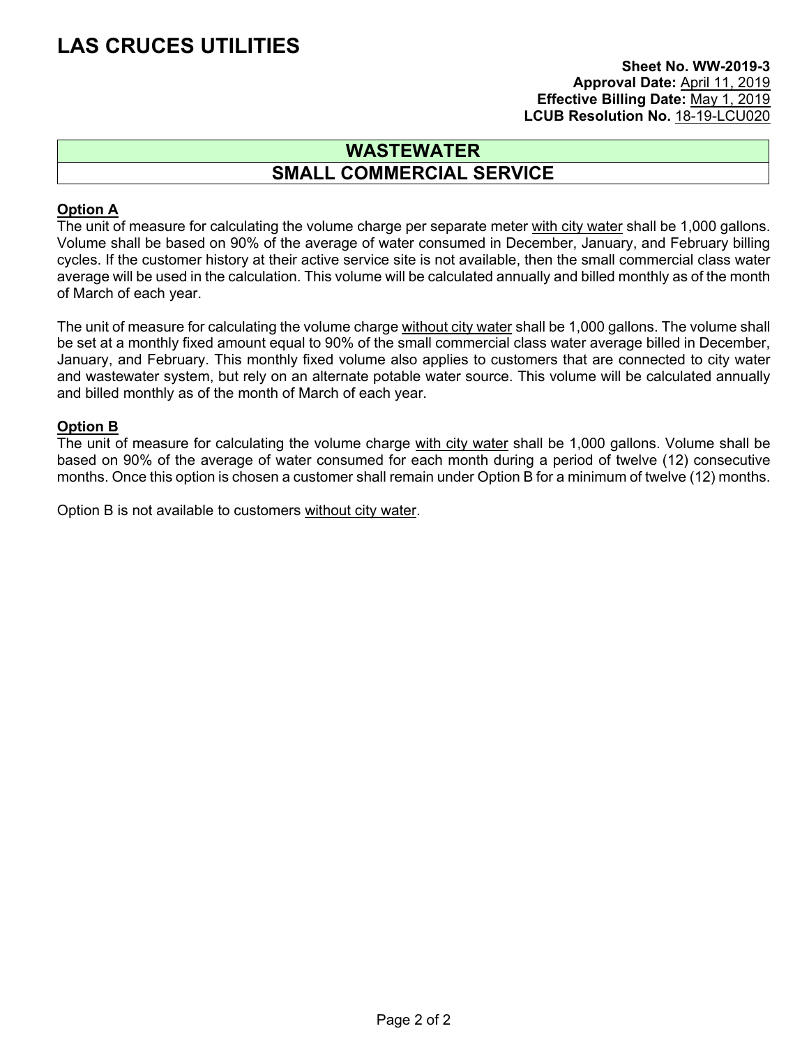# LAS CRUCES UTILITIES

**Sheet No. WW-2019-3**
**Approval Date:** April 11, 2019
**Effective Billing Date:** May 1, 2019
**LCUB Resolution No.** 18-19-LCU020

## WASTEWATER
## SMALL COMMERCIAL SERVICE

**Option A**

The unit of measure for calculating the volume charge per separate meter with city water shall be 1,000 gallons. Volume shall be based on 90% of the average of water consumed in December, January, and February billing cycles. If the customer history at their active service site is not available, then the small commercial class water average will be used in the calculation. This volume will be calculated annually and billed monthly as of the month of March of each year.

The unit of measure for calculating the volume charge without city water shall be 1,000 gallons. The volume shall be set at a monthly fixed amount equal to 90% of the small commercial class water average billed in December, January, and February. This monthly fixed volume also applies to customers that are connected to city water and wastewater system, but rely on an alternate potable water source. This volume will be calculated annually and billed monthly as of the month of March of each year.

**Option B**

The unit of measure for calculating the volume charge with city water shall be 1,000 gallons. Volume shall be based on 90% of the average of water consumed for each month during a period of twelve (12) consecutive months. Once this option is chosen a customer shall remain under Option B for a minimum of twelve (12) months.

Option B is not available to customers without city water.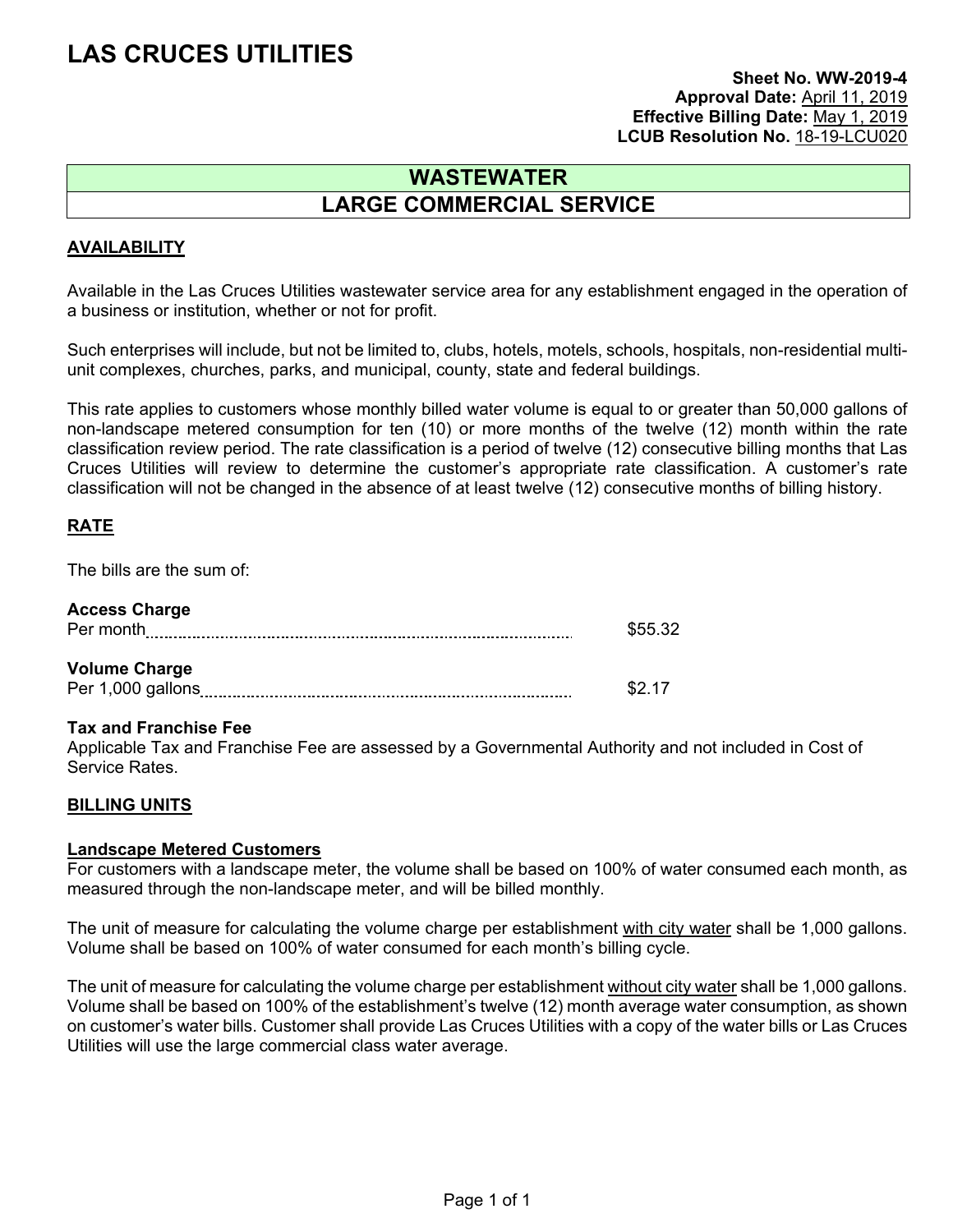# LAS CRUCES UTILITIES

**Sheet No. WW-2019-4**
**Approval Date:** April 11, 2019
**Effective Billing Date:** May 1, 2019
**LCUB Resolution No.** 18-19-LCU020

## WASTEWATER
## LARGE COMMERCIAL SERVICE

### AVAILABILITY

Available in the Las Cruces Utilities wastewater service area for any establishment engaged in the operation of a business or institution, whether or not for profit.

Such enterprises will include, but not be limited to, clubs, hotels, motels, schools, hospitals, non-residential multi-unit complexes, churches, parks, and municipal, county, state and federal buildings.

This rate applies to customers whose monthly billed water volume is equal to or greater than 50,000 gallons of non-landscape metered consumption for ten (10) or more months of the twelve (12) month within the rate classification review period. The rate classification is a period of twelve (12) consecutive billing months that Las Cruces Utilities will review to determine the customer's appropriate rate classification. A customer's rate classification will not be changed in the absence of at least twelve (12) consecutive months of billing history.

### RATE

The bills are the sum of:

**Access Charge**
Per month .......... $55.32

**Volume Charge**
Per 1,000 gallons .......... $2.17

**Tax and Franchise Fee**
Applicable Tax and Franchise Fee are assessed by a Governmental Authority and not included in Cost of Service Rates.

### BILLING UNITS

**Landscape Metered Customers**
For customers with a landscape meter, the volume shall be based on 100% of water consumed each month, as measured through the non-landscape meter, and will be billed monthly.

The unit of measure for calculating the volume charge per establishment with city water shall be 1,000 gallons. Volume shall be based on 100% of water consumed for each month's billing cycle.

The unit of measure for calculating the volume charge per establishment without city water shall be 1,000 gallons. Volume shall be based on 100% of the establishment's twelve (12) month average water consumption, as shown on customer's water bills. Customer shall provide Las Cruces Utilities with a copy of the water bills or Las Cruces Utilities will use the large commercial class water average.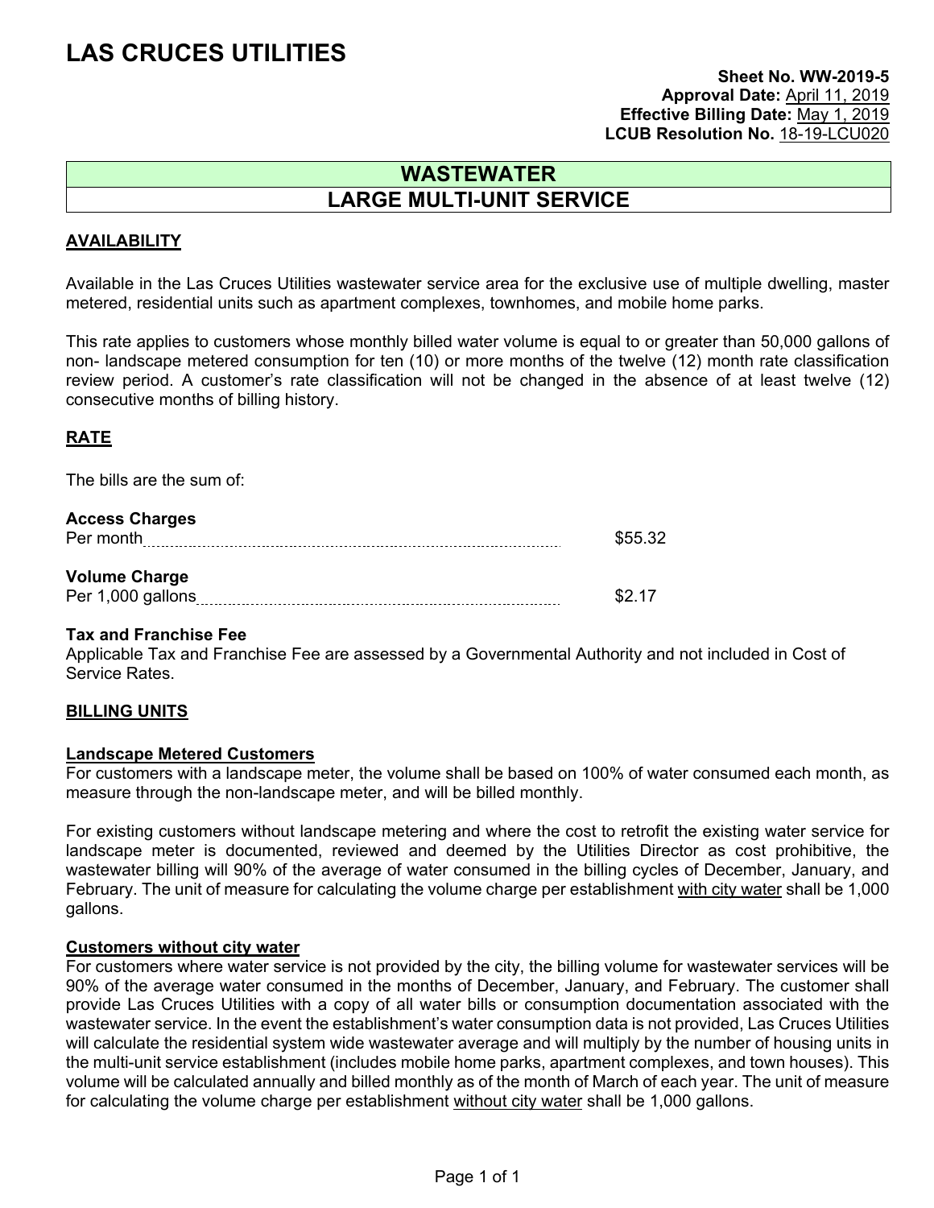# LAS CRUCES UTILITIES

**Sheet No. WW-2019-5**
**Approval Date:** April 11, 2019
**Effective Billing Date:** May 1, 2019
**LCUB Resolution No.** 18-19-LCU020

## WASTEWATER
## LARGE MULTI-UNIT SERVICE

### AVAILABILITY

Available in the Las Cruces Utilities wastewater service area for the exclusive use of multiple dwelling, master metered, residential units such as apartment complexes, townhomes, and mobile home parks.

This rate applies to customers whose monthly billed water volume is equal to or greater than 50,000 gallons of non- landscape metered consumption for ten (10) or more months of the twelve (12) month rate classification review period. A customer's rate classification will not be changed in the absence of at least twelve (12) consecutive months of billing history.

### RATE

The bills are the sum of:

**Access Charges**
Per month ........................................ $55.32

**Volume Charge**
Per 1,000 gallons ........................................ $2.17

**Tax and Franchise Fee**
Applicable Tax and Franchise Fee are assessed by a Governmental Authority and not included in Cost of Service Rates.

### BILLING UNITS

**Landscape Metered Customers**
For customers with a landscape meter, the volume shall be based on 100% of water consumed each month, as measure through the non-landscape meter, and will be billed monthly.

For existing customers without landscape metering and where the cost to retrofit the existing water service for landscape meter is documented, reviewed and deemed by the Utilities Director as cost prohibitive, the wastewater billing will 90% of the average of water consumed in the billing cycles of December, January, and February. The unit of measure for calculating the volume charge per establishment with city water shall be 1,000 gallons.

**Customers without city water**
For customers where water service is not provided by the city, the billing volume for wastewater services will be 90% of the average water consumed in the months of December, January, and February. The customer shall provide Las Cruces Utilities with a copy of all water bills or consumption documentation associated with the wastewater service. In the event the establishment's water consumption data is not provided, Las Cruces Utilities will calculate the residential system wide wastewater average and will multiply by the number of housing units in the multi-unit service establishment (includes mobile home parks, apartment complexes, and town houses). This volume will be calculated annually and billed monthly as of the month of March of each year. The unit of measure for calculating the volume charge per establishment without city water shall be 1,000 gallons.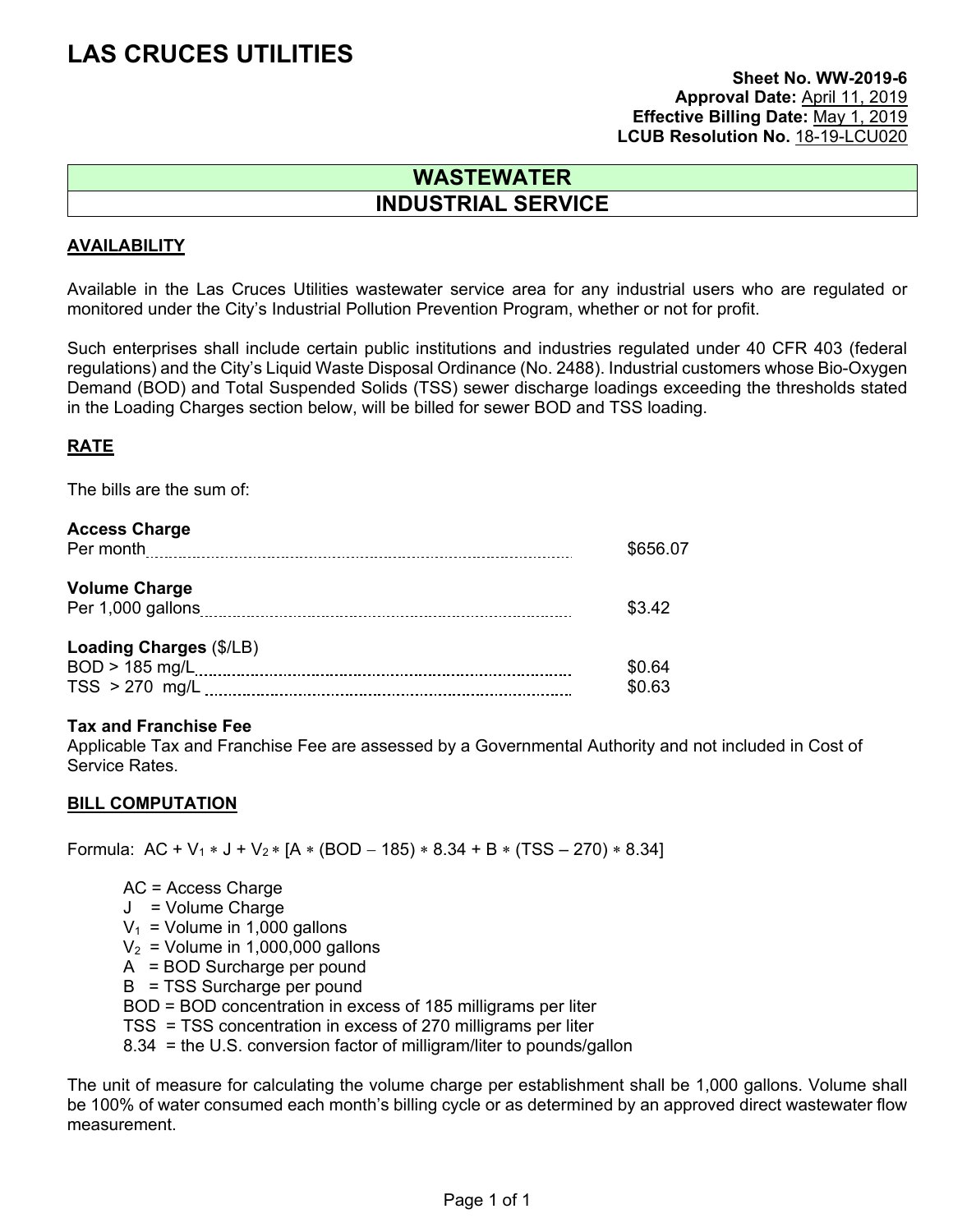# LAS CRUCES UTILITIES

**Sheet No. WW-2019-6**
**Approval Date:** April 11, 2019
**Effective Billing Date:** May 1, 2019
**LCUB Resolution No.** 18-19-LCU020

## WASTEWATER
## INDUSTRIAL SERVICE

### AVAILABILITY

Available in the Las Cruces Utilities wastewater service area for any industrial users who are regulated or monitored under the City's Industrial Pollution Prevention Program, whether or not for profit.

Such enterprises shall include certain public institutions and industries regulated under 40 CFR 403 (federal regulations) and the City's Liquid Waste Disposal Ordinance (No. 2488). Industrial customers whose Bio-Oxygen Demand (BOD) and Total Suspended Solids (TSS) sewer discharge loadings exceeding the thresholds stated in the Loading Charges section below, will be billed for sewer BOD and TSS loading.

### RATE

The bills are the sum of:

**Access Charge**
Per month .......... $656.07

**Volume Charge**
Per 1,000 gallons .......... $3.42

**Loading Charges** ($/LB)
BOD > 185 mg/L .......... $0.64
TSS > 270 mg/L .......... $0.63

**Tax and Franchise Fee**
Applicable Tax and Franchise Fee are assessed by a Governmental Authority and not included in Cost of Service Rates.

### BILL COMPUTATION

Formula: $AC + V_1 * J + V_2 * [A * (BOD - 185) * 8.34 + B * (TSS - 270) * 8.34]$

- AC = Access Charge
- J = Volume Charge
- $V_1$ = Volume in 1,000 gallons
- $V_2$ = Volume in 1,000,000 gallons
- A = BOD Surcharge per pound
- B = TSS Surcharge per pound
- BOD = BOD concentration in excess of 185 milligrams per liter
- TSS = TSS concentration in excess of 270 milligrams per liter
- 8.34 = the U.S. conversion factor of milligram/liter to pounds/gallon

The unit of measure for calculating the volume charge per establishment shall be 1,000 gallons. Volume shall be 100% of water consumed each month's billing cycle or as determined by an approved direct wastewater flow measurement.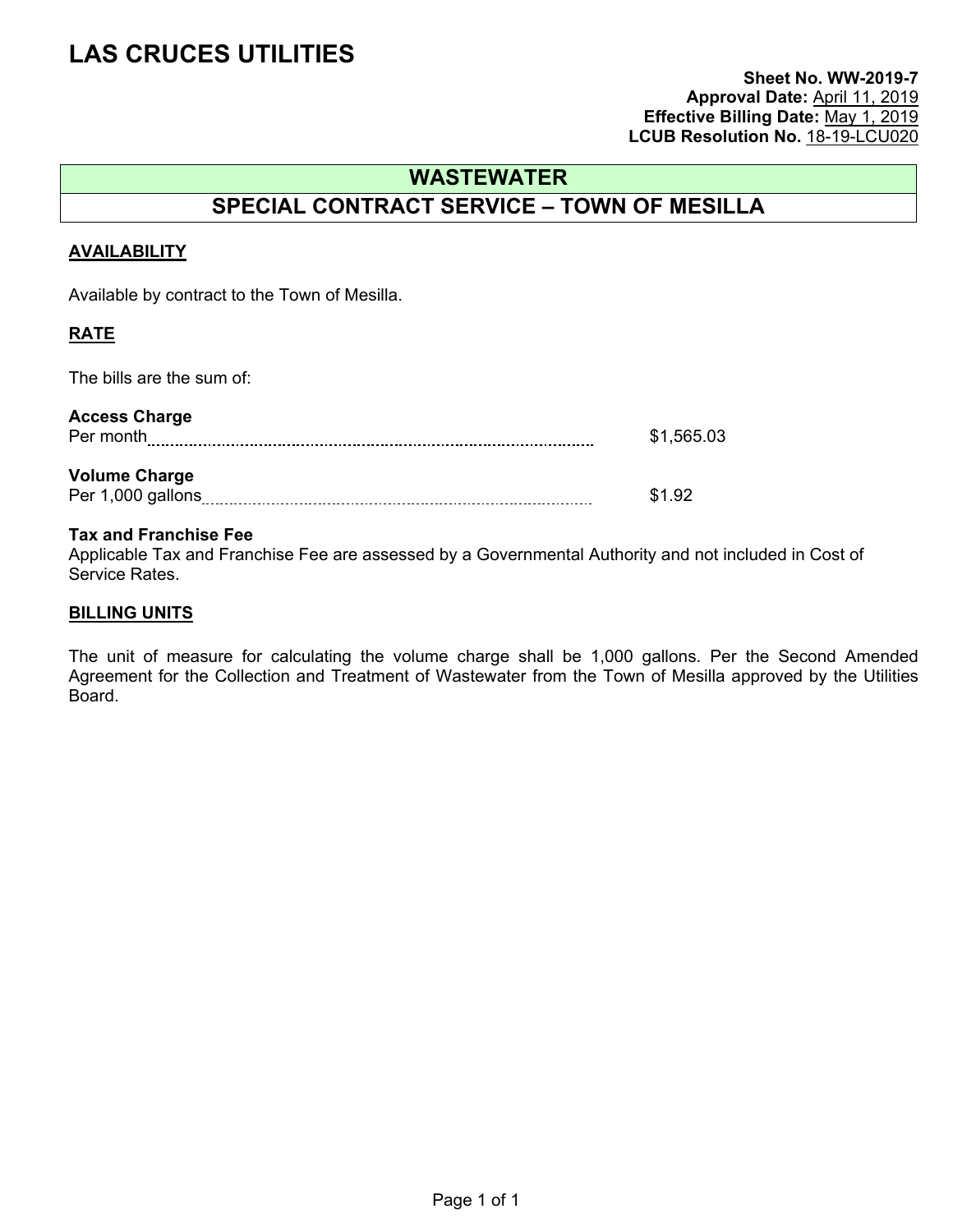# LAS CRUCES UTILITIES

**Sheet No. WW-2019-7**
**Approval Date:** April 11, 2019
**Effective Billing Date:** May 1, 2019
**LCUB Resolution No.** 18-19-LCU020

## WASTEWATER

## SPECIAL CONTRACT SERVICE – TOWN OF MESILLA

### AVAILABILITY

Available by contract to the Town of Mesilla.

### RATE

The bills are the sum of:

**Access Charge**
Per month .......... $1,565.03

**Volume Charge**
Per 1,000 gallons .......... $1.92

**Tax and Franchise Fee**
Applicable Tax and Franchise Fee are assessed by a Governmental Authority and not included in Cost of Service Rates.

### BILLING UNITS

The unit of measure for calculating the volume charge shall be 1,000 gallons. Per the Second Amended Agreement for the Collection and Treatment of Wastewater from the Town of Mesilla approved by the Utilities Board.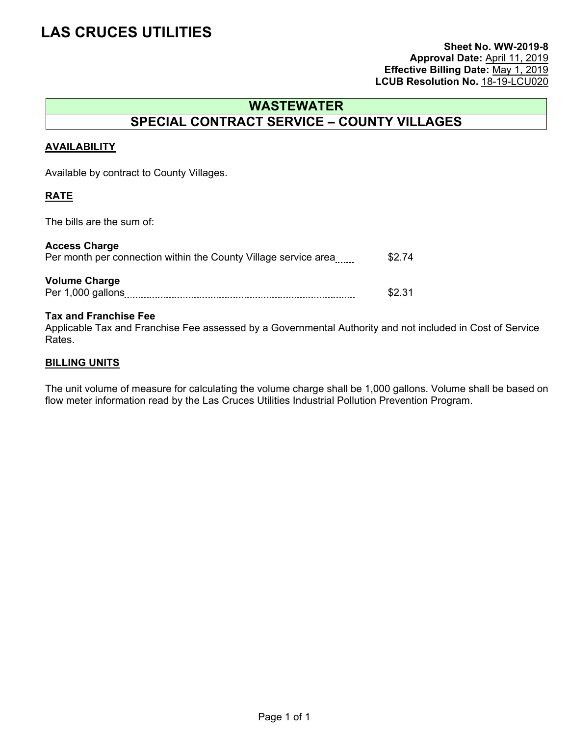# LAS CRUCES UTILITIES

**Sheet No. WW-2019-8**
**Approval Date:** April 11, 2019
**Effective Billing Date:** May 1, 2019
**LCUB Resolution No.** 18-19-LCU020

## WASTEWATER
## SPECIAL CONTRACT SERVICE – COUNTY VILLAGES

### AVAILABILITY

Available by contract to County Villages.

### RATE

The bills are the sum of:

**Access Charge**
Per month per connection within the County Village service area ...... $2.74

**Volume Charge**
Per 1,000 gallons ...... $2.31

**Tax and Franchise Fee**
Applicable Tax and Franchise Fee assessed by a Governmental Authority and not included in Cost of Service Rates.

### BILLING UNITS

The unit volume of measure for calculating the volume charge shall be 1,000 gallons. Volume shall be based on flow meter information read by the Las Cruces Utilities Industrial Pollution Prevention Program.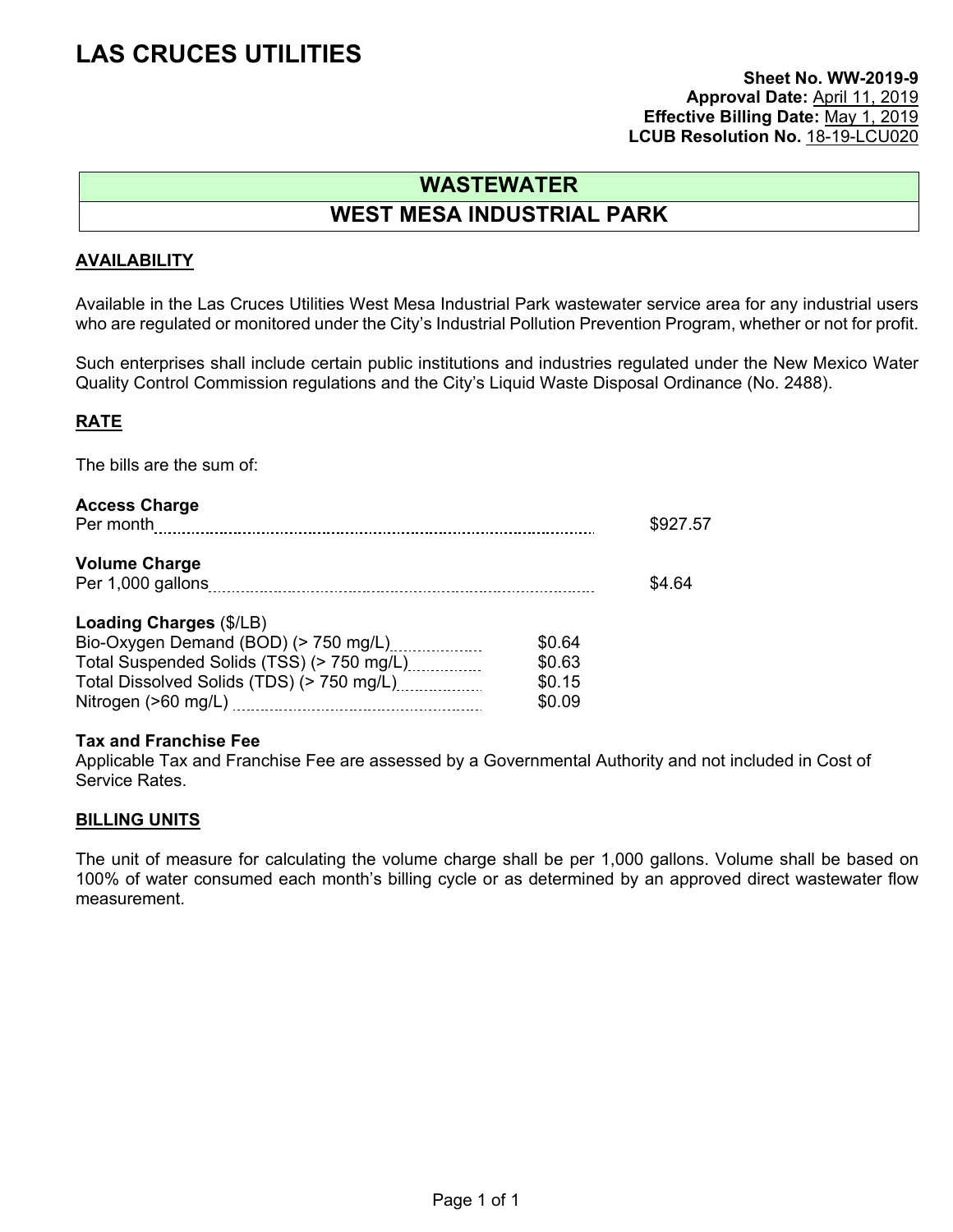# LAS CRUCES UTILITIES

**Sheet No. WW-2019-9**
**Approval Date:** April 11, 2019
**Effective Billing Date:** May 1, 2019
**LCUB Resolution No.** 18-19-LCU020

## WASTEWATER

## WEST MESA INDUSTRIAL PARK

### AVAILABILITY

Available in the Las Cruces Utilities West Mesa Industrial Park wastewater service area for any industrial users who are regulated or monitored under the City's Industrial Pollution Prevention Program, whether or not for profit.

Such enterprises shall include certain public institutions and industries regulated under the New Mexico Water Quality Control Commission regulations and the City's Liquid Waste Disposal Ordinance (No. 2488).

### RATE

The bills are the sum of:

**Access Charge**
Per month ........ $927.57

**Volume Charge**
Per 1,000 gallons ........ $4.64

**Loading Charges** ($/LB)

| Charge | Rate |
| --- | --- |
| Bio-Oxygen Demand (BOD) (> 750 mg/L) | $0.64 |
| Total Suspended Solids (TSS) (> 750 mg/L) | $0.63 |
| Total Dissolved Solids (TDS) (> 750 mg/L) | $0.15 |
| Nitrogen (>60 mg/L) | $0.09 |

**Tax and Franchise Fee**
Applicable Tax and Franchise Fee are assessed by a Governmental Authority and not included in Cost of Service Rates.

### BILLING UNITS

The unit of measure for calculating the volume charge shall be per 1,000 gallons. Volume shall be based on 100% of water consumed each month's billing cycle or as determined by an approved direct wastewater flow measurement.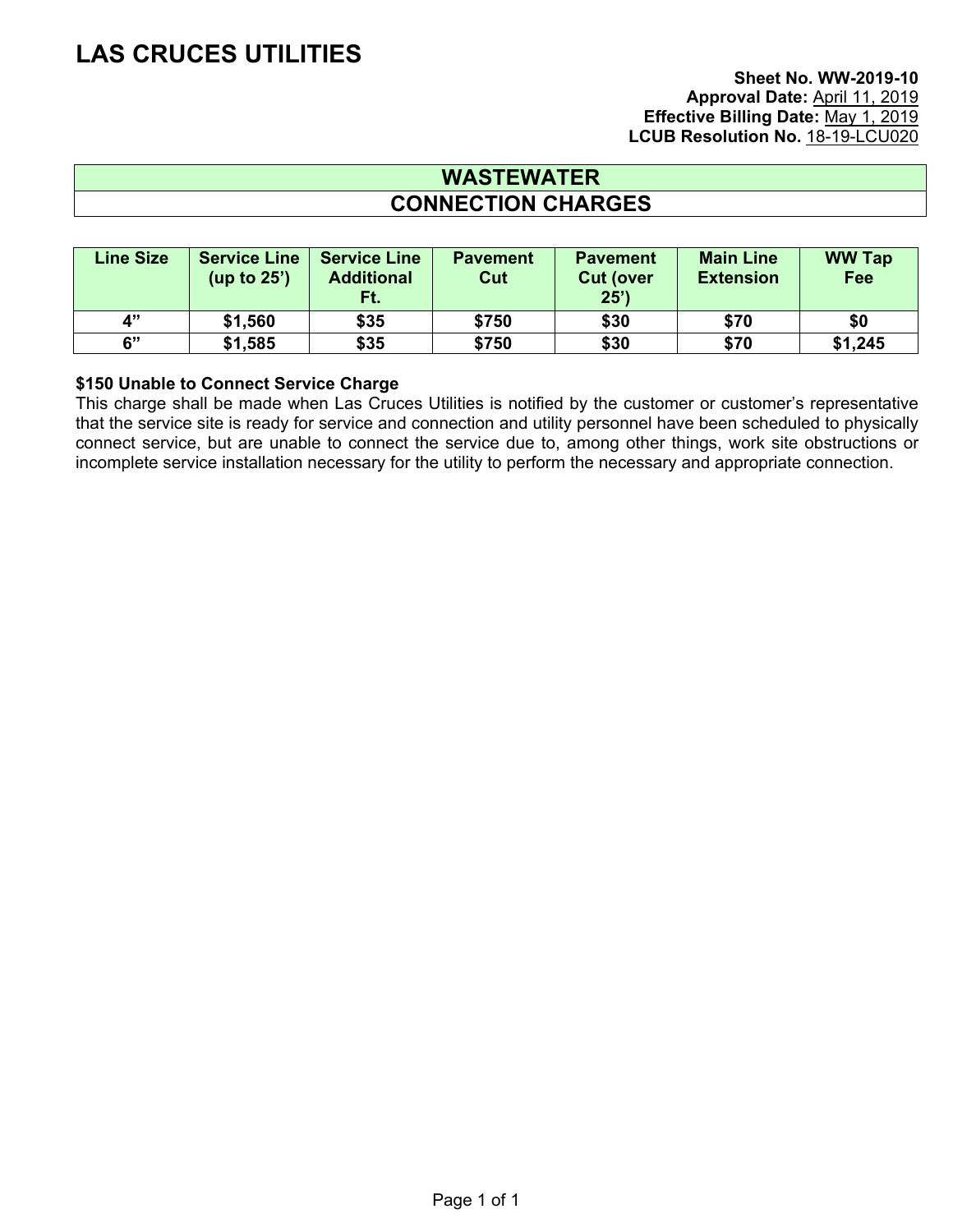# LAS CRUCES UTILITIES

**Sheet No. WW-2019-10**
**Approval Date:** April 11, 2019
**Effective Billing Date:** May 1, 2019
**LCUB Resolution No.** 18-19-LCU020

## WASTEWATER
## CONNECTION CHARGES

| Line Size | Service Line (up to 25’) | Service Line Additional Ft. | Pavement Cut | Pavement Cut (over 25’) | Main Line Extension | WW Tap Fee |
|---|---|---|---|---|---|---|
| 4” | $1,560 | $35 | $750 | $30 | $70 | $0 |
| 6” | $1,585 | $35 | $750 | $30 | $70 | $1,245 |

**$150 Unable to Connect Service Charge**
This charge shall be made when Las Cruces Utilities is notified by the customer or customer’s representative that the service site is ready for service and connection and utility personnel have been scheduled to physically connect service, but are unable to connect the service due to, among other things, work site obstructions or incomplete service installation necessary for the utility to perform the necessary and appropriate connection.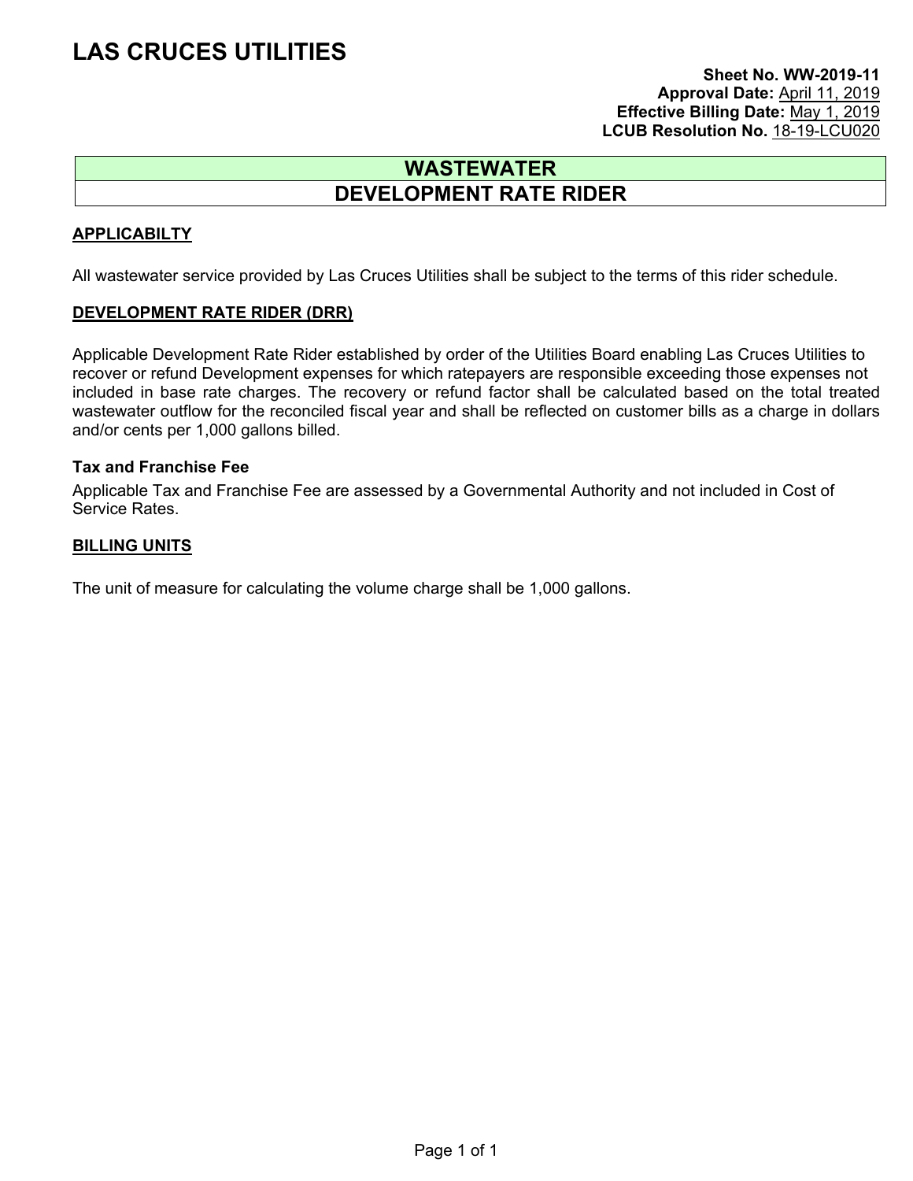# LAS CRUCES UTILITIES

**Sheet No. WW-2019-11**
**Approval Date:** April 11, 2019
**Effective Billing Date:** May 1, 2019
**LCUB Resolution No.** 18-19-LCU020

## WASTEWATER

## DEVELOPMENT RATE RIDER

**APPLICABILTY**

All wastewater service provided by Las Cruces Utilities shall be subject to the terms of this rider schedule.

**DEVELOPMENT RATE RIDER (DRR)**

Applicable Development Rate Rider established by order of the Utilities Board enabling Las Cruces Utilities to recover or refund Development expenses for which ratepayers are responsible exceeding those expenses not included in base rate charges. The recovery or refund factor shall be calculated based on the total treated wastewater outflow for the reconciled fiscal year and shall be reflected on customer bills as a charge in dollars and/or cents per 1,000 gallons billed.

**Tax and Franchise Fee**

Applicable Tax and Franchise Fee are assessed by a Governmental Authority and not included in Cost of Service Rates.

**BILLING UNITS**

The unit of measure for calculating the volume charge shall be 1,000 gallons.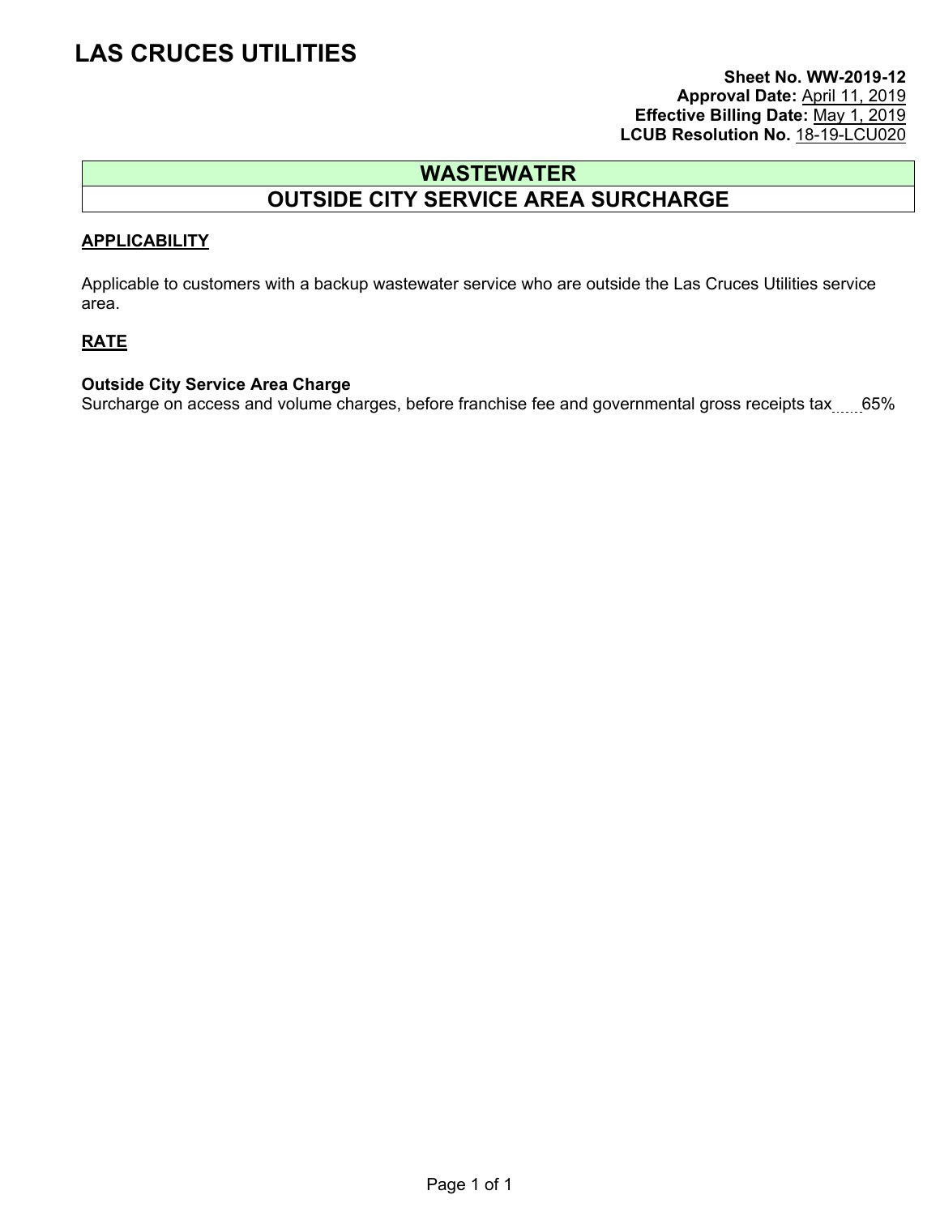# LAS CRUCES UTILITIES

**Sheet No. WW-2019-12**
**Approval Date:** April 11, 2019
**Effective Billing Date:** May 1, 2019
**LCUB Resolution No.** 18-19-LCU020

## WASTEWATER
## OUTSIDE CITY SERVICE AREA SURCHARGE

### APPLICABILITY

Applicable to customers with a backup wastewater service who are outside the Las Cruces Utilities service area.

### RATE

**Outside City Service Area Charge**
Surcharge on access and volume charges, before franchise fee and governmental gross receipts tax ...... 65%